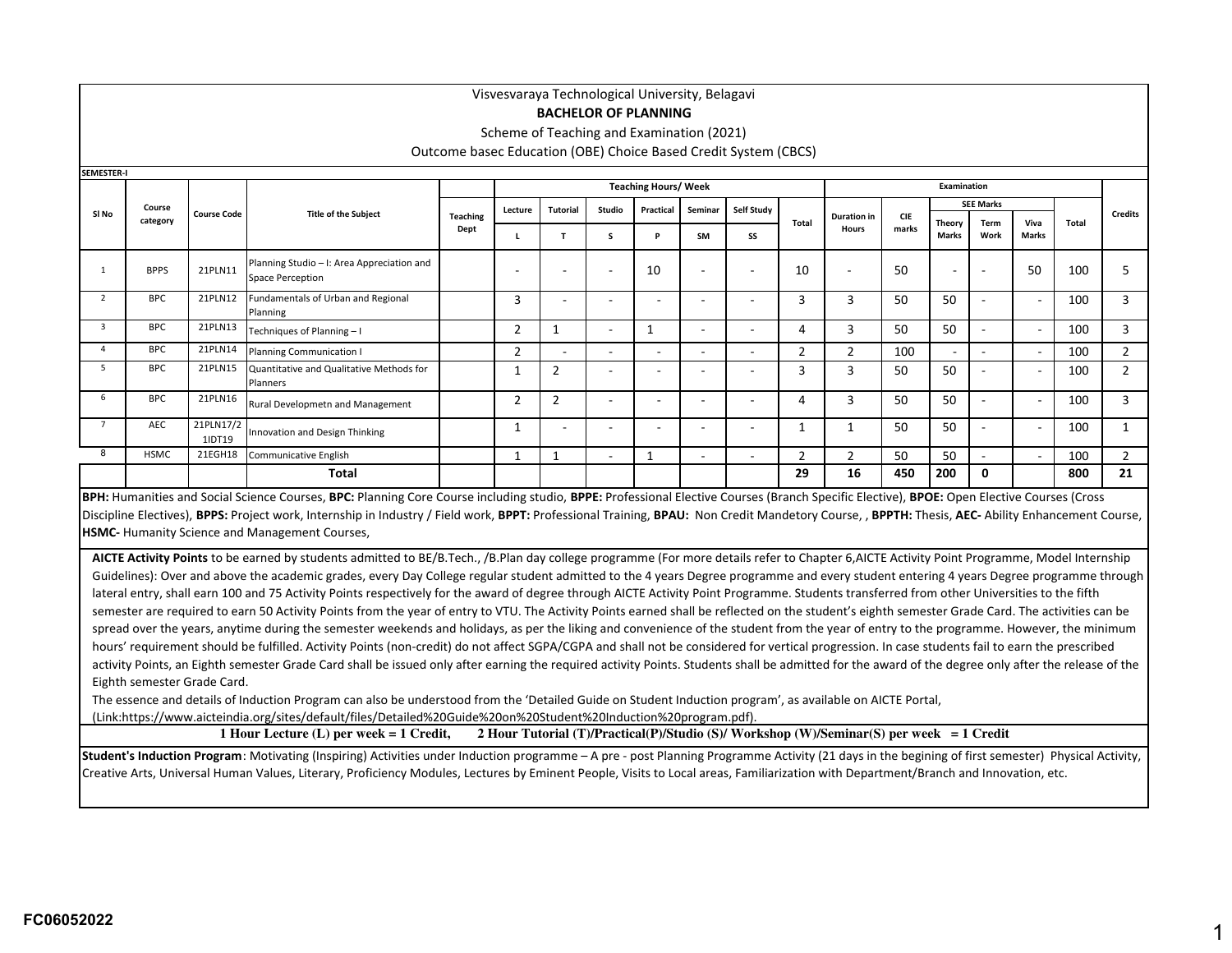Visvesvaraya Technological University, Belagavi

**BACHELOR OF PLANNING**

Scheme of Teaching and Examination (2021)

Outcome basec Education (OBE) Choice Based Credit System (CBCS)

**SEMESTER-I**

| Sl No | Course category | Course Code | Title of the Subject | Teaching Dept | Teaching Hours/ Week | | | | | | | Examination | | | | | | Credits |
|---|---|---|---|---|---|---|---|---|---|---|---|---|---|---|---|---|---|---|
| | | | | | Lecture | Tutorial | Studio | Practical | Seminar | Self Study | Total | Duration in Hours | CIE marks | SEE Marks | | | Total | |
| | | | | | L | T | S | P | SM | SS | | | | Theory Marks | Term Work | Viva Marks | | |
| 1 | BPPS | 21PLN11 | Planning Studio – I: Area Appreciation and Space Perception | | - | - | - | 10 | - | - | 10 | - | 50 | - | - | 50 | 100 | 5 |
| 2 | BPC | 21PLN12 | Fundamentals of Urban and Regional Planning | | 3 | - | - | - | - | - | 3 | 3 | 50 | 50 | - | - | 100 | 3 |
| 3 | BPC | 21PLN13 | Techniques of Planning – I | | 2 | 1 | - | 1 | - | - | 4 | 3 | 50 | 50 | - | - | 100 | 3 |
| 4 | BPC | 21PLN14 | Planning Communication I | | 2 | - | - | - | - | - | 2 | 2 | 100 | - | - | - | 100 | 2 |
| 5 | BPC | 21PLN15 | Quantitative and Qualitative Methods for Planners | | 1 | 2 | - | - | - | - | 3 | 3 | 50 | 50 | - | - | 100 | 2 |
| 6 | BPC | 21PLN16 | Rural Developmetn and Management | | 2 | 2 | - | - | - | - | 4 | 3 | 50 | 50 | - | - | 100 | 3 |
| 7 | AEC | 21PLN17/21IDT19 | Innovation and Design Thinking | | 1 | - | - | - | - | - | 1 | 1 | 50 | 50 | - | - | 100 | 1 |
| 8 | HSMC | 21EGH18 | Communicative English | | 1 | 1 | - | 1 | - | - | 2 | 2 | 50 | 50 | - | - | 100 | 2 |
| | | | **Total** | | | | | | | | **29** | **16** | **450** | **200** | **0** | | **800** | **21** |

**BPH:** Humanities and Social Science Courses, **BPC:** Planning Core Course including studio, **BPPE:** Professional Elective Courses (Branch Specific Elective), **BPOE:** Open Elective Courses (Cross Discipline Electives), **BPPS:** Project work, Internship in Industry / Field work, **BPPT:** Professional Training, **BPAU:** Non Credit Mandetory Course, , **BPPTH:** Thesis, **AEC-** Ability Enhancement Course, **HSMC-** Humanity Science and Management Courses,

**AICTE Activity Points** to be earned by students admitted to BE/B.Tech., /B.Plan day college programme (For more details refer to Chapter 6,AICTE Activity Point Programme, Model Internship Guidelines): Over and above the academic grades, every Day College regular student admitted to the 4 years Degree programme and every student entering 4 years Degree programme through lateral entry, shall earn 100 and 75 Activity Points respectively for the award of degree through AICTE Activity Point Programme. Students transferred from other Universities to the fifth semester are required to earn 50 Activity Points from the year of entry to VTU. The Activity Points earned shall be reflected on the student's eighth semester Grade Card. The activities can be spread over the years, anytime during the semester weekends and holidays, as per the liking and convenience of the student from the year of entry to the programme. However, the minimum hours' requirement should be fulfilled. Activity Points (non-credit) do not affect SGPA/CGPA and shall not be considered for vertical progression. In case students fail to earn the prescribed activity Points, an Eighth semester Grade Card shall be issued only after earning the required activity Points. Students shall be admitted for the award of the degree only after the release of the Eighth semester Grade Card.

The essence and details of Induction Program can also be understood from the 'Detailed Guide on Student Induction program', as available on AICTE Portal, (Link:https://www.aicteindia.org/sites/default/files/Detailed%20Guide%20on%20Student%20Induction%20program.pdf).

**1 Hour Lecture (L) per week = 1 Credit, 2 Hour Tutorial (T)/Practical(P)/Studio (S)/ Workshop (W)/Seminar(S) per week = 1 Credit**

**Student's Induction Program**: Motivating (Inspiring) Activities under Induction programme – A pre - post Planning Programme Activity (21 days in the begining of first semester) Physical Activity, Creative Arts, Universal Human Values, Literary, Proficiency Modules, Lectures by Eminent People, Visits to Local areas, Familiarization with Department/Branch and Innovation, etc.

FC06052022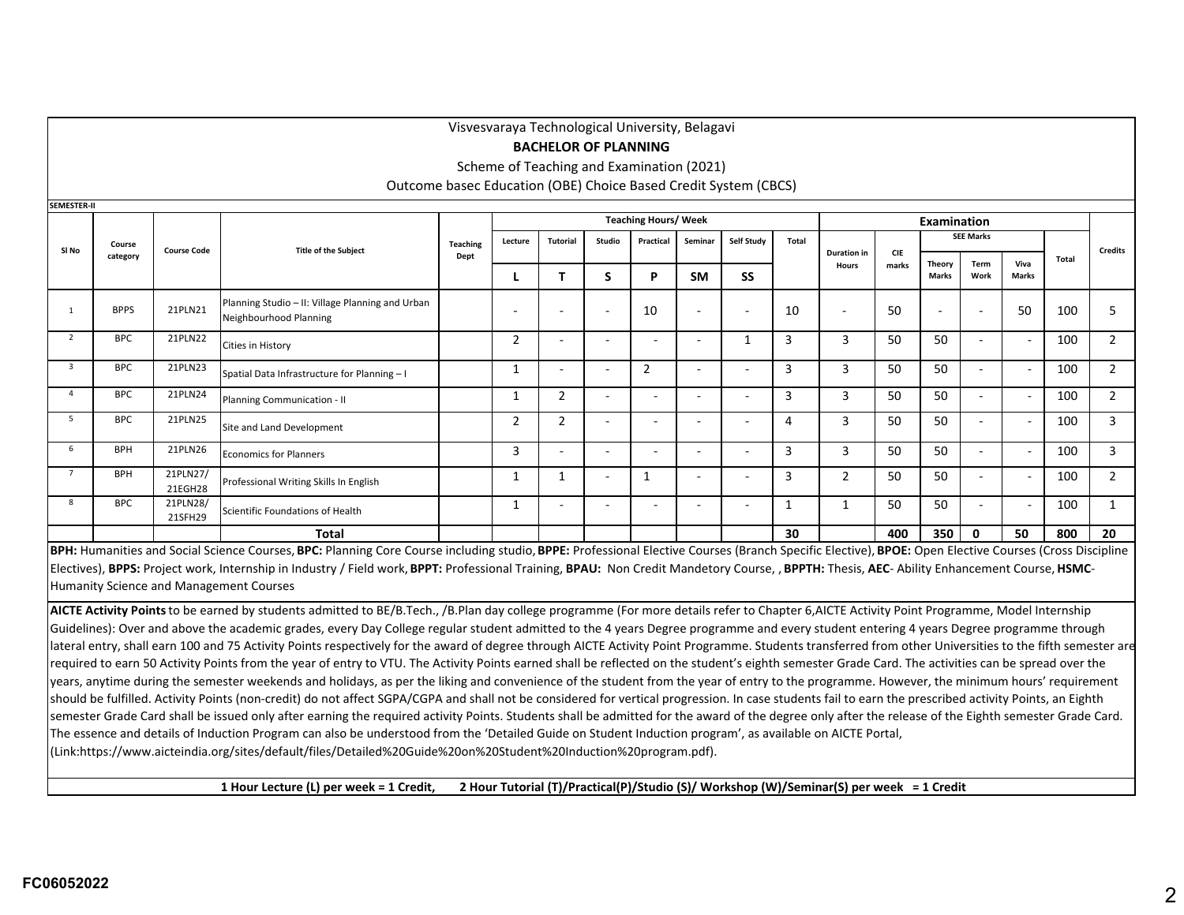Visvesvaraya Technological University, Belagavi

**BACHELOR OF PLANNING**

Scheme of Teaching and Examination (2021)

Outcome basec Education (OBE) Choice Based Credit System (CBCS)

**SEMESTER-II**

| Sl No | Course category | Course Code | Title of the Subject | Teaching Dept | Teaching Hours/ Week | | | | | | | Examination | | | | | | Credits |
|---|---|---|---|---|---|---|---|---|---|---|---|---|---|---|---|---|---|---|
| | | | | | Lecture | Tutorial | Studio | Practical | Seminar | Self Study | Total | Duration in Hours | CIE marks | SEE Marks | | | Total | |
| | | | | | L | T | S | P | SM | SS | | | | Theory Marks | Term Work | Viva Marks | | |
| 1 | BPPS | 21PLN21 | Planning Studio – II: Village Planning and Urban Neighbourhood Planning | | - | - | - | 10 | - | - | 10 | - | 50 | - | - | 50 | 100 | 5 |
| 2 | BPC | 21PLN22 | Cities in History | | 2 | - | - | - | - | 1 | 3 | 3 | 50 | 50 | - | - | 100 | 2 |
| 3 | BPC | 21PLN23 | Spatial Data Infrastructure for Planning – I | | 1 | - | - | 2 | - | - | 3 | 3 | 50 | 50 | - | - | 100 | 2 |
| 4 | BPC | 21PLN24 | Planning Communication - II | | 1 | 2 | - | - | - | - | 3 | 3 | 50 | 50 | - | - | 100 | 2 |
| 5 | BPC | 21PLN25 | Site and Land Development | | 2 | 2 | - | - | - | - | 4 | 3 | 50 | 50 | - | - | 100 | 3 |
| 6 | BPH | 21PLN26 | Economics for Planners | | 3 | - | - | - | - | - | 3 | 3 | 50 | 50 | - | - | 100 | 3 |
| 7 | BPH | 21PLN27/ 21EGH28 | Professional Writing Skills In English | | 1 | 1 | - | 1 | - | - | 3 | 2 | 50 | 50 | - | - | 100 | 2 |
| 8 | BPC | 21PLN28/ 21SFH29 | Scientific Foundations of Health | | 1 | - | - | - | - | - | 1 | 1 | 50 | 50 | - | - | 100 | 1 |
| | | | **Total** | | | | | | | | **30** | | **400** | **350** | **0** | **50** | **800** | **20** |

**BPH:** Humanities and Social Science Courses, **BPC:** Planning Core Course including studio, **BPPE:** Professional Elective Courses (Branch Specific Elective), **BPOE:** Open Elective Courses (Cross Discipline Electives), **BPPS:** Project work, Internship in Industry / Field work, **BPPT:** Professional Training, **BPAU:** Non Credit Mandetory Course, , **BPPTH:** Thesis, **AEC**- Ability Enhancement Course, **HSMC**- Humanity Science and Management Courses

**AICTE Activity Points** to be earned by students admitted to BE/B.Tech., /B.Plan day college programme (For more details refer to Chapter 6,AICTE Activity Point Programme, Model Internship Guidelines): Over and above the academic grades, every Day College regular student admitted to the 4 years Degree programme and every student entering 4 years Degree programme through lateral entry, shall earn 100 and 75 Activity Points respectively for the award of degree through AICTE Activity Point Programme. Students transferred from other Universities to the fifth semester are required to earn 50 Activity Points from the year of entry to VTU. The Activity Points earned shall be reflected on the student's eighth semester Grade Card. The activities can be spread over the years, anytime during the semester weekends and holidays, as per the liking and convenience of the student from the year of entry to the programme. However, the minimum hours' requirement should be fulfilled. Activity Points (non-credit) do not affect SGPA/CGPA and shall not be considered for vertical progression. In case students fail to earn the prescribed activity Points, an Eighth semester Grade Card shall be issued only after earning the required activity Points. Students shall be admitted for the award of the degree only after the release of the Eighth semester Grade Card. The essence and details of Induction Program can also be understood from the 'Detailed Guide on Student Induction program', as available on AICTE Portal, (Link:https://www.aicteindia.org/sites/default/files/Detailed%20Guide%20on%20Student%20Induction%20program.pdf).

**1 Hour Lecture (L) per week = 1 Credit, 2 Hour Tutorial (T)/Practical(P)/Studio (S)/ Workshop (W)/Seminar(S) per week = 1 Credit**

FC06052022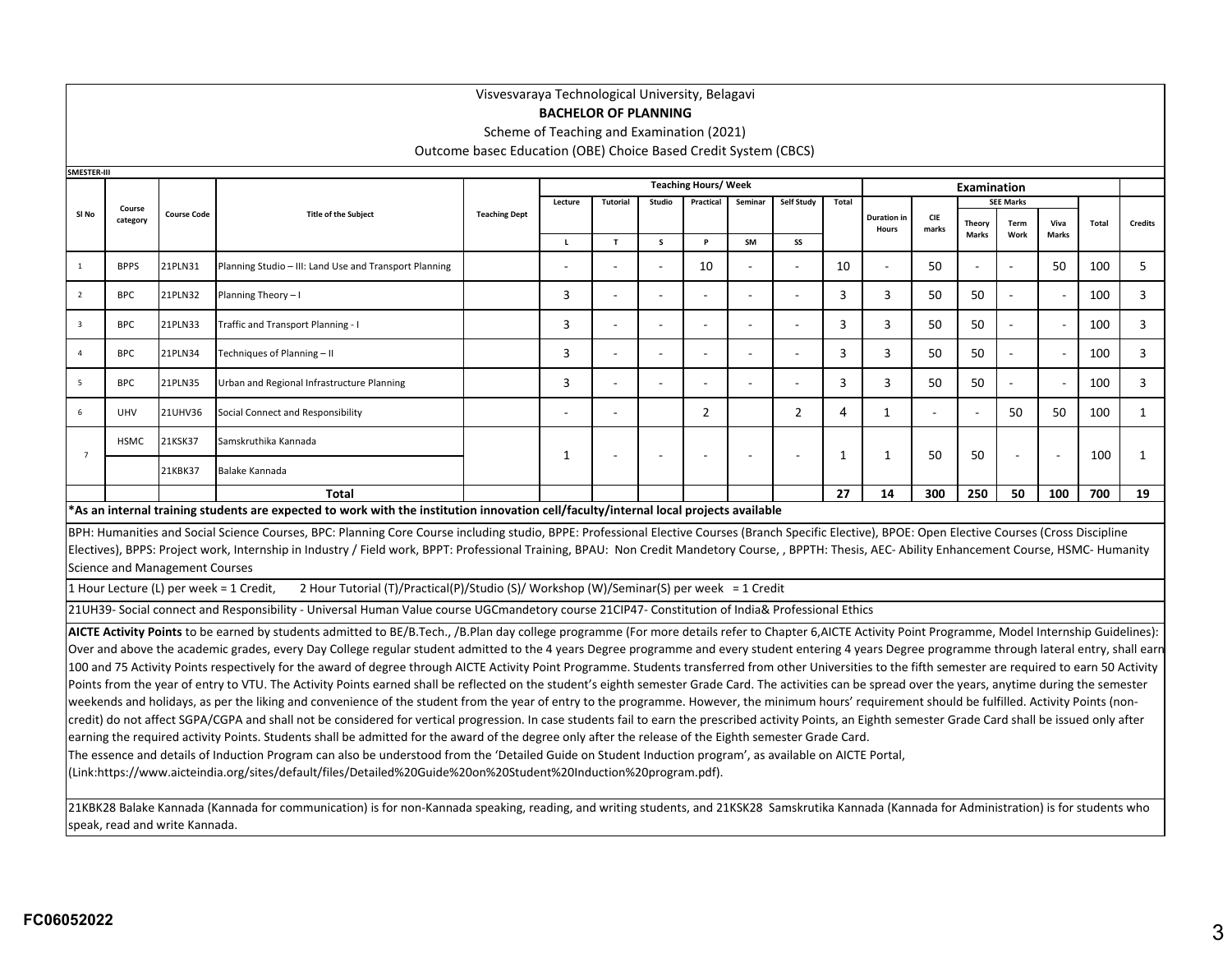Visvesvaraya Technological University, Belagavi

**BACHELOR OF PLANNING**

Scheme of Teaching and Examination (2021)

Outcome basec Education (OBE) Choice Based Credit System (CBCS)

**SMESTER-III**

| Sl No | Course category | Course Code | Title of the Subject | Teaching Dept | Teaching Hours/ Week | | | | | | | | Examination | | | | | | |
|---|---|---|---|---|---|---|---|---|---|---|---|---|---|---|---|---|---|---|---|
| | | | | | Lecture | Tutorial | Studio | Practical | Seminar | Self Study | Total | Duration in Hours | CIE marks | SEE Marks | | | Total | Credits |
| | | | | | L | T | S | P | SM | SS | | | | Theory Marks | Term Work | Viva Marks | | |
| 1 | BPPS | 21PLN31 | Planning Studio – III: Land Use and Transport Planning | | - | - | - | 10 | - | - | 10 | - | 50 | - | - | 50 | 100 | 5 |
| 2 | BPC | 21PLN32 | Planning Theory – I | | 3 | - | - | - | - | - | 3 | 3 | 50 | 50 | - | - | 100 | 3 |
| 3 | BPC | 21PLN33 | Traffic and Transport Planning - I | | 3 | - | - | - | - | - | 3 | 3 | 50 | 50 | - | - | 100 | 3 |
| 4 | BPC | 21PLN34 | Techniques of Planning – II | | 3 | - | - | - | - | - | 3 | 3 | 50 | 50 | - | - | 100 | 3 |
| 5 | BPC | 21PLN35 | Urban and Regional Infrastructure Planning | | 3 | - | - | - | - | - | 3 | 3 | 50 | 50 | - | - | 100 | 3 |
| 6 | UHV | 21UHV36 | Social Connect and Responsibility | | - | - | | 2 | | 2 | 4 | 1 | - | - | 50 | 50 | 100 | 1 |
| 7 | HSMC | 21KSK37 | Samskruthika Kannada | | 1 | - | - | - | - | - | 1 | 1 | 50 | 50 | - | - | 100 | 1 |
| | | 21KBK37 | Balake Kannada | | | | | | | | | | | | | | | |
| | | | **Total** | | | | | | | | **27** | **14** | **300** | **250** | **50** | **100** | **700** | **19** |

**\*As an internal training students are expected to work with the institution innovation cell/faculty/internal local projects available**

BPH: Humanities and Social Science Courses, BPC: Planning Core Course including studio, BPPE: Professional Elective Courses (Branch Specific Elective), BPOE: Open Elective Courses (Cross Discipline Electives), BPPS: Project work, Internship in Industry / Field work, BPPT: Professional Training, BPAU: Non Credit Mandetory Course, , BPPTH: Thesis, AEC- Ability Enhancement Course, HSMC- Humanity Science and Management Courses

1 Hour Lecture (L) per week = 1 Credit, 2 Hour Tutorial (T)/Practical(P)/Studio (S)/ Workshop (W)/Seminar(S) per week = 1 Credit

21UH39- Social connect and Responsibility - Universal Human Value course UGCmandetory course 21CIP47- Constitution of India& Professional Ethics

**AICTE Activity Points** to be earned by students admitted to BE/B.Tech., /B.Plan day college programme (For more details refer to Chapter 6,AICTE Activity Point Programme, Model Internship Guidelines): Over and above the academic grades, every Day College regular student admitted to the 4 years Degree programme and every student entering 4 years Degree programme through lateral entry, shall earn 100 and 75 Activity Points respectively for the award of degree through AICTE Activity Point Programme. Students transferred from other Universities to the fifth semester are required to earn 50 Activity Points from the year of entry to VTU. The Activity Points earned shall be reflected on the student's eighth semester Grade Card. The activities can be spread over the years, anytime during the semester weekends and holidays, as per the liking and convenience of the student from the year of entry to the programme. However, the minimum hours' requirement should be fulfilled. Activity Points (non-credit) do not affect SGPA/CGPA and shall not be considered for vertical progression. In case students fail to earn the prescribed activity Points, an Eighth semester Grade Card shall be issued only after earning the required activity Points. Students shall be admitted for the award of the degree only after the release of the Eighth semester Grade Card.
The essence and details of Induction Program can also be understood from the 'Detailed Guide on Student Induction program', as available on AICTE Portal,
(Link:https://www.aicteindia.org/sites/default/files/Detailed%20Guide%20on%20Student%20Induction%20program.pdf).

21KBK28 Balake Kannada (Kannada for communication) is for non-Kannada speaking, reading, and writing students, and 21KSK28 Samskrutika Kannada (Kannada for Administration) is for students who speak, read and write Kannada.

FC06052022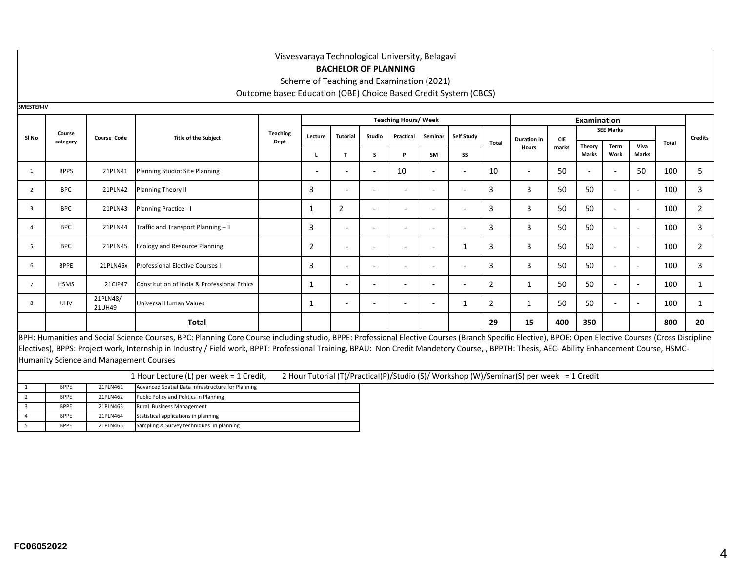Visvesvaraya Technological University, Belagavi

**BACHELOR OF PLANNING**

Scheme of Teaching and Examination (2021)

Outcome basec Education (OBE) Choice Based Credit System (CBCS)

**SMESTER-IV**

| Sl No | Course category | Course Code | Title of the Subject | Teaching Dept | Teaching Hours/ Week | | | | | | | Examination | | | | | | | Credits |
|---|---|---|---|---|---|---|---|---|---|---|---|---|---|---|---|---|---|---|---|
| | | | | | Lecture | Tutorial | Studio | Practical | Seminar | Self Study | Total | Duration in Hours | CIE marks | SEE Marks | | | Total | |
| | | | | | L | T | S | P | SM | SS | | | | Theory Marks | Term Work | Viva Marks | | |
| 1 | BPPS | 21PLN41 | Planning Studio: Site Planning | | - | - | - | 10 | - | - | 10 | - | 50 | - | - | 50 | 100 | 5 |
| 2 | BPC | 21PLN42 | Planning Theory II | | 3 | - | - | - | - | - | 3 | 3 | 50 | 50 | - | - | 100 | 3 |
| 3 | BPC | 21PLN43 | Planning Practice - I | | 1 | 2 | - | - | - | - | 3 | 3 | 50 | 50 | - | - | 100 | 2 |
| 4 | BPC | 21PLN44 | Traffic and Transport Planning – II | | 3 | - | - | - | - | - | 3 | 3 | 50 | 50 | - | - | 100 | 3 |
| 5 | BPC | 21PLN45 | Ecology and Resource Planning | | 2 | - | - | - | - | 1 | 3 | 3 | 50 | 50 | - | - | 100 | 2 |
| 6 | BPPE | 21PLN46x | Professional Elective Courses I | | 3 | - | - | - | - | - | 3 | 3 | 50 | 50 | - | - | 100 | 3 |
| 7 | HSMS | 21CIP47 | Constitution of India & Professional Ethics | | 1 | - | - | - | - | - | 2 | 1 | 50 | 50 | - | - | 100 | 1 |
| 8 | UHV | 21PLN48/ 21UH49 | Universal Human Values | | 1 | - | - | - | - | 1 | 2 | 1 | 50 | 50 | - | - | 100 | 1 |
| | | | **Total** | | | | | | | | **29** | **15** | **400** | **350** | | | **800** | **20** |

BPH: Humanities and Social Science Courses, BPC: Planning Core Course including studio, BPPE: Professional Elective Courses (Branch Specific Elective), BPOE: Open Elective Courses (Cross Discipline Electives), BPPS: Project work, Internship in Industry / Field work, BPPT: Professional Training, BPAU: Non Credit Mandetory Course, , BPPTH: Thesis, AEC- Ability Enhancement Course, HSMC- Humanity Science and Management Courses

1 Hour Lecture (L) per week = 1 Credit, 2 Hour Tutorial (T)/Practical(P)/Studio (S)/ Workshop (W)/Seminar(S) per week = 1 Credit

| 1 | BPPE | 21PLN461 | Advanced Spatial Data Infrastructure for Planning |
|---|---|---|---|
| 2 | BPPE | 21PLN462 | Public Policy and Politics in Planning |
| 3 | BPPE | 21PLN463 | Rural Business Management |
| 4 | BPPE | 21PLN464 | Statistical applications in planning |
| 5 | BPPE | 21PLN465 | Sampling & Survey techniques in planning |

FC06052022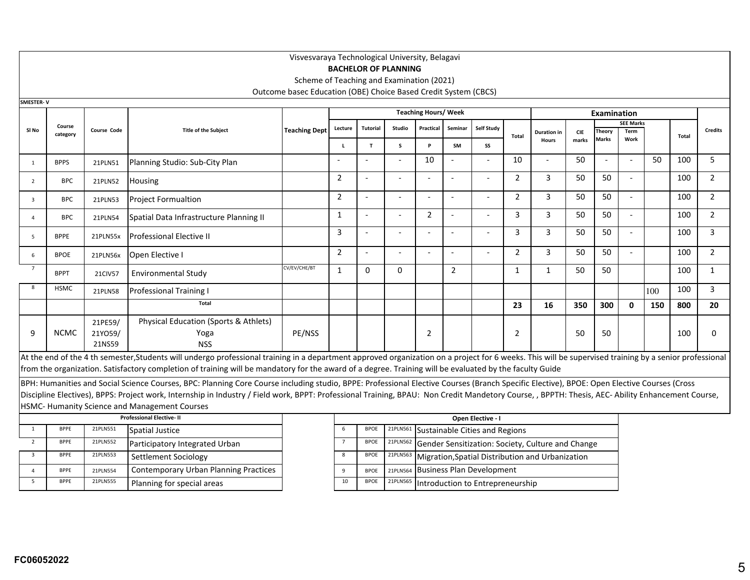Visvesvaraya Technological University, Belagavi

**BACHELOR OF PLANNING**

Scheme of Teaching and Examination (2021)

Outcome basec Education (OBE) Choice Based Credit System (CBCS)

**SMESTER- V**

| Sl No | Course category | Course Code | Title of the Subject | Teaching Dept | Teaching Hours/ Week | | | | | | | Examination | | | | | | Credits |
|---|---|---|---|---|---|---|---|---|---|---|---|---|---|---|---|---|---|---|
| | | | | | Lecture | Tutorial | Studio | Practical | Seminar | Self Study | Total | Duration in Hours | CIE marks | SEE Marks | | | Total | |
| | | | | | | | | | | | | | | Theory Marks | Term Work | | | |
| | | | | | L | T | S | P | SM | SS | | | | | | | | |
| 1 | BPPS | 21PLN51 | Planning Studio: Sub-City Plan | | - | - | - | 10 | - | - | 10 | - | 50 | - | - | 50 | 100 | 5 |
| 2 | BPC | 21PLN52 | Housing | | 2 | - | - | - | - | - | 2 | 3 | 50 | 50 | - | | 100 | 2 |
| 3 | BPC | 21PLN53 | Project Formualtion | | 2 | - | - | - | - | - | 2 | 3 | 50 | 50 | - | | 100 | 2 |
| 4 | BPC | 21PLN54 | Spatial Data Infrastructure Planning II | | 1 | - | - | 2 | - | - | 3 | 3 | 50 | 50 | - | | 100 | 2 |
| 5 | BPPE | 21PLN55x | Professional Elective II | | 3 | - | - | - | - | - | 3 | 3 | 50 | 50 | - | | 100 | 3 |
| 6 | BPOE | 21PLN56x | Open Elective I | | 2 | - | - | - | - | - | 2 | 3 | 50 | 50 | - | | 100 | 2 |
| 7 | BPPT | 21CIV57 | Environmental Study | CV/EV/CHE/BT | 1 | 0 | 0 | | 2 | | 1 | 1 | 50 | 50 | | | 100 | 1 |
| 8 | HSMC | 21PLN58 | Professional Training I | | | | | | | | | | | | | 100 | 100 | 3 |
| | | | **Total** | | | | | | | | **23** | **16** | **350** | **300** | **0** | **150** | **800** | **20** |
| 9 | NCMC | 21PE59/ 21YO59/ 21NS59 | Physical Education (Sports & Athlets) Yoga NSS | PE/NSS | | | | 2 | | | 2 | | 50 | 50 | | | 100 | 0 |

At the end of the 4 th semester,Students will undergo professional training in a department approved organization on a project for 6 weeks. This will be supervised training by a senior professional from the organization. Satisfactory completion of training will be mandatory for the award of a degree. Training will be evaluated by the faculty Guide

BPH: Humanities and Social Science Courses, BPC: Planning Core Course including studio, BPPE: Professional Elective Courses (Branch Specific Elective), BPOE: Open Elective Courses (Cross Discipline Electives), BPPS: Project work, Internship in Industry / Field work, BPPT: Professional Training, BPAU: Non Credit Mandetory Course, , BPPTH: Thesis, AEC- Ability Enhancement Course, HSMC- Humanity Science and Management Courses

| Professional Elective- II | | | |
|---|---|---|---|
| 1 | BPPE | 21PLN551 | Spatial Justice |
| 2 | BPPE | 21PLN552 | Participatory Integrated Urban |
| 3 | BPPE | 21PLN553 | Settlement Sociology |
| 4 | BPPE | 21PLN554 | Contemporary Urban Planning Practices |
| 5 | BPPE | 21PLN555 | Planning for special areas |

| Open Elective - I | | | |
|---|---|---|---|
| 6 | BPOE | 21PLN561 | Sustainable Cities and Regions |
| 7 | BPOE | 21PLN562 | Gender Sensitization: Society, Culture and Change |
| 8 | BPOE | 21PLN563 | Migration,Spatial Distribution and Urbanization |
| 9 | BPOE | 21PLN564 | Business Plan Development |
| 10 | BPOE | 21PLN565 | Introduction to Entrepreneurship |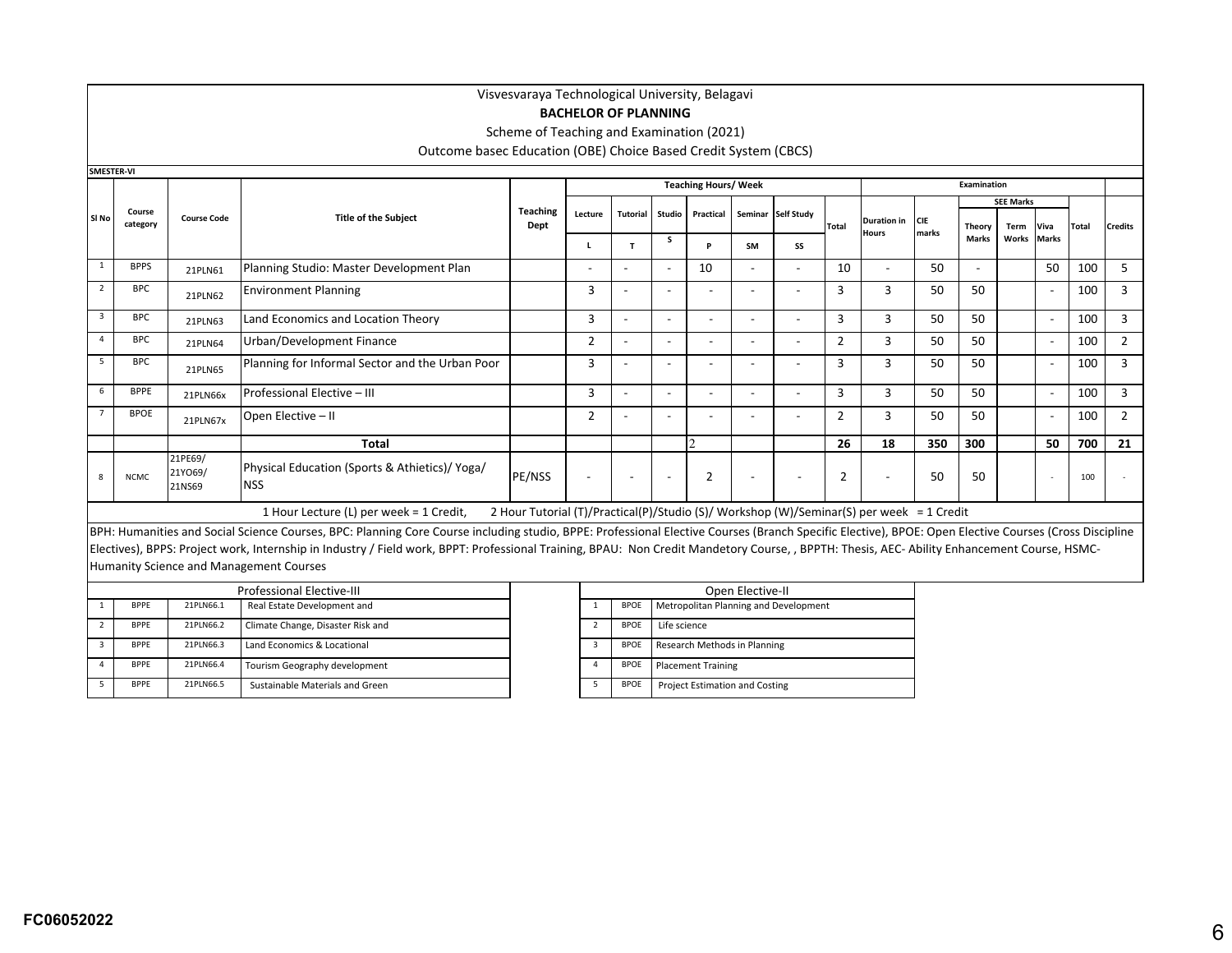Visvesvaraya Technological University, Belagavi

**BACHELOR OF PLANNING**

Scheme of Teaching and Examination (2021)

Outcome basec Education (OBE) Choice Based Credit System (CBCS)

**SMESTER-VI**

| Sl No | Course category | Course Code | Title of the Subject | Teaching Dept | Teaching Hours/ Week | | | | | | | Examination | | | | | | | |
|---|---|---|---|---|---|---|---|---|---|---|---|---|---|---|---|---|---|---|---|
| | | | | | Lecture | Tutorial | Studio | Practical | Seminar | Self Study | Total | Duration in Hours | CIE marks | SEE Marks | | | Total | Credits |
| | | | | | L | T | S | P | SM | SS | | | | Theory Marks | Term Works | Viva Marks | | |
| 1 | BPPS | 21PLN61 | Planning Studio: Master Development Plan | | - | - | - | 10 | - | - | 10 | - | 50 | - | | 50 | 100 | 5 |
| 2 | BPC | 21PLN62 | Environment Planning | | 3 | - | - | - | - | - | 3 | 3 | 50 | 50 | | - | 100 | 3 |
| 3 | BPC | 21PLN63 | Land Economics and Location Theory | | 3 | - | - | - | - | - | 3 | 3 | 50 | 50 | | - | 100 | 3 |
| 4 | BPC | 21PLN64 | Urban/Development Finance | | 2 | - | - | - | - | - | 2 | 3 | 50 | 50 | | - | 100 | 2 |
| 5 | BPC | 21PLN65 | Planning for Informal Sector and the Urban Poor | | 3 | - | - | - | - | - | 3 | 3 | 50 | 50 | | - | 100 | 3 |
| 6 | BPPE | 21PLN66x | Professional Elective – III | | 3 | - | - | - | - | - | 3 | 3 | 50 | 50 | | - | 100 | 3 |
| 7 | BPOE | 21PLN67x | Open Elective – II | | 2 | - | - | - | - | - | 2 | 3 | 50 | 50 | | - | 100 | 2 |
| | | | **Total** | | | | | 2 | | | **26** | **18** | **350** | **300** | | **50** | **700** | **21** |
| 8 | NCMC | 21PE69/ 21YO69/ 21NS69 | Physical Education (Sports & Athietics)/ Yoga/ NSS | PE/NSS | - | - | - | 2 | - | - | 2 | - | 50 | 50 | | - | 100 | - |

1 Hour Lecture (L) per week = 1 Credit, 2 Hour Tutorial (T)/Practical(P)/Studio (S)/ Workshop (W)/Seminar(S) per week = 1 Credit

BPH: Humanities and Social Science Courses, BPC: Planning Core Course including studio, BPPE: Professional Elective Courses (Branch Specific Elective), BPOE: Open Elective Courses (Cross Discipline Electives), BPPS: Project work, Internship in Industry / Field work, BPPT: Professional Training, BPAU: Non Credit Mandetory Course, , BPPTH: Thesis, AEC- Ability Enhancement Course, HSMC-Humanity Science and Management Courses

| Professional Elective-III | | | |
|---|---|---|---|
| 1 | BPPE | 21PLN66.1 | Real Estate Development and |
| 2 | BPPE | 21PLN66.2 | Climate Change, Disaster Risk and |
| 3 | BPPE | 21PLN66.3 | Land Economics & Locational |
| 4 | BPPE | 21PLN66.4 | Tourism Geography development |
| 5 | BPPE | 21PLN66.5 | Sustainable Materials and Green |

| Open Elective-II | | |
|---|---|---|
| 1 | BPOE | Metropolitan Planning and Development |
| 2 | BPOE | Life science |
| 3 | BPOE | Research Methods in Planning |
| 4 | BPOE | Placement Training |
| 5 | BPOE | Project Estimation and Costing |

FC06052022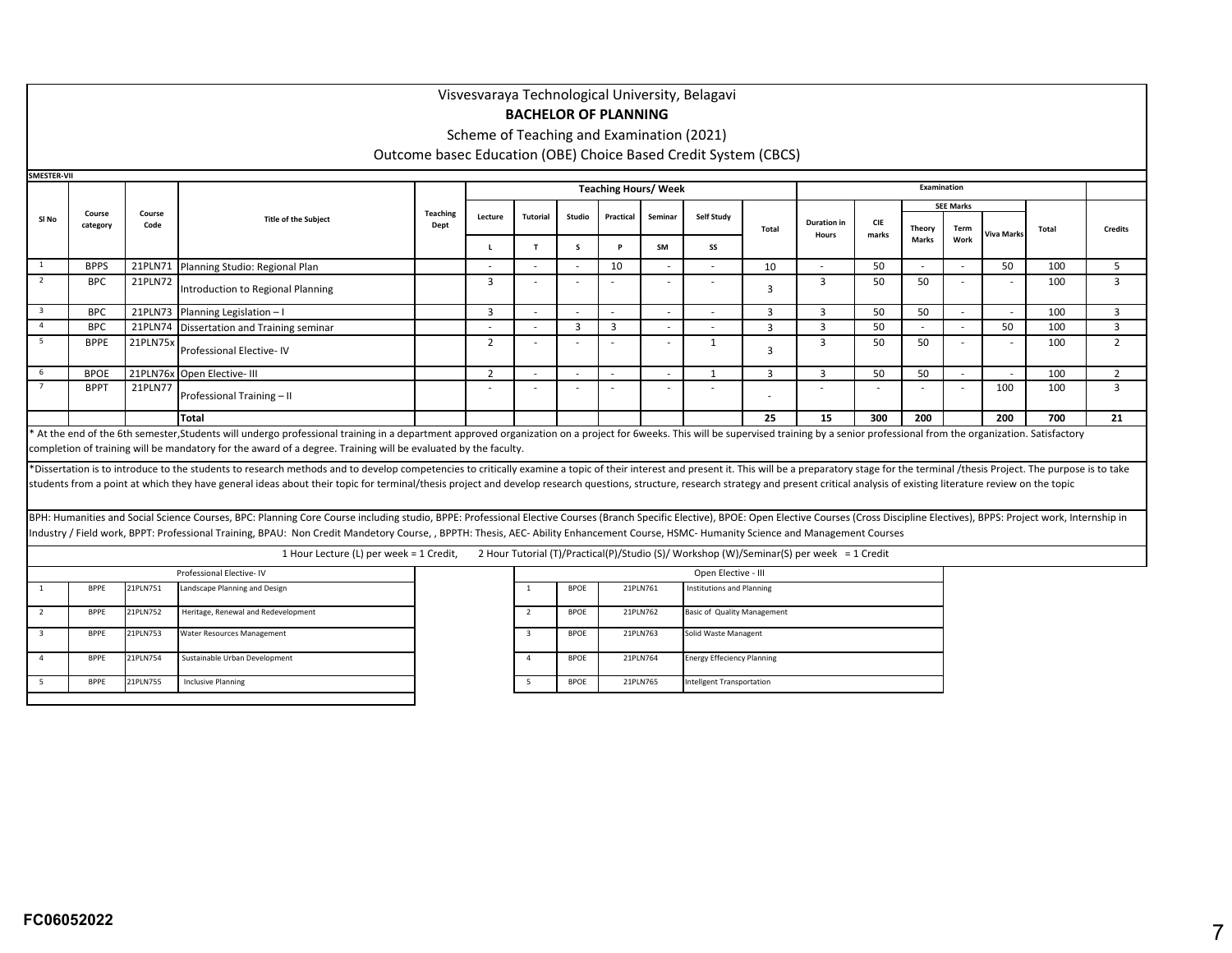Visvesvaraya Technological University, Belagavi

**BACHELOR OF PLANNING**

Scheme of Teaching and Examination (2021)

Outcome basec Education (OBE) Choice Based Credit System (CBCS)

**SMESTER-VII**

| Sl No | Course category | Course Code | Title of the Subject | Teaching Dept | Teaching Hours/ Week | | | | | | | Examination | | | | | | |
|---|---|---|---|---|---|---|---|---|---|---|---|---|---|---|---|---|---|---|
| | | | | | Lecture | Tutorial | Studio | Practical | Seminar | Self Study | Total | Duration in Hours | CIE marks | SEE Marks | | | Total | Credits |
| | | | | | L | T | S | P | SM | SS | | | | Theory Marks | Term Work | Viva Marks | | |
| 1 | BPPS | 21PLN71 | Planning Studio: Regional Plan | | - | - | - | 10 | - | - | 10 | - | 50 | - | - | 50 | 100 | 5 |
| 2 | BPC | 21PLN72 | Introduction to Regional Planning | | 3 | - | - | - | - | - | 3 | 3 | 50 | 50 | - | - | 100 | 3 |
| 3 | BPC | 21PLN73 | Planning Legislation – I | | 3 | - | - | - | - | - | 3 | 3 | 50 | 50 | - | - | 100 | 3 |
| 4 | BPC | 21PLN74 | Dissertation and Training seminar | | - | - | 3 | 3 | - | - | 3 | 3 | 50 | - | - | 50 | 100 | 3 |
| 5 | BPPE | 21PLN75x | Professional Elective- IV | | 2 | - | - | - | - | 1 | 3 | 3 | 50 | 50 | - | - | 100 | 2 |
| 6 | BPOE | 21PLN76x | Open Elective- III | | 2 | - | - | - | - | 1 | 3 | 3 | 50 | 50 | - | - | 100 | 2 |
| 7 | BPPT | 21PLN77 | Professional Training – II | | - | - | - | - | - | - | - | - | - | - | - | 100 | 100 | 3 |
| | | | **Total** | | | | | | | | **25** | **15** | **300** | **200** | | **200** | **700** | **21** |

* At the end of the 6th semester,Students will undergo professional training in a department approved organization on a project for 6weeks. This will be supervised training by a senior professional from the organization. Satisfactory completion of training will be mandatory for the award of a degree. Training will be evaluated by the faculty.

*Dissertation is to introduce to the students to research methods and to develop competencies to critically examine a topic of their interest and present it. This will be a preparatory stage for the terminal /thesis Project. The purpose is to take students from a point at which they have general ideas about their topic for terminal/thesis project and develop research questions, structure, research strategy and present critical analysis of existing literature review on the topic

BPH: Humanities and Social Science Courses, BPC: Planning Core Course including studio, BPPE: Professional Elective Courses (Branch Specific Elective), BPOE: Open Elective Courses (Cross Discipline Electives), BPPS: Project work, Internship in Industry / Field work, BPPT: Professional Training, BPAU: Non Credit Mandetory Course, , BPPTH: Thesis, AEC- Ability Enhancement Course, HSMC- Humanity Science and Management Courses

1 Hour Lecture (L) per week = 1 Credit, 2 Hour Tutorial (T)/Practical(P)/Studio (S)/ Workshop (W)/Seminar(S) per week = 1 Credit

| Professional Elective- IV | | | |
|---|---|---|---|
| 1 | BPPE | 21PLN751 | Landscape Planning and Design |
| 2 | BPPE | 21PLN752 | Heritage, Renewal and Redevelopment |
| 3 | BPPE | 21PLN753 | Water Resources Management |
| 4 | BPPE | 21PLN754 | Sustainable Urban Development |
| 5 | BPPE | 21PLN755 | Inclusive Planning |

| Open Elective - III | | | |
|---|---|---|---|
| 1 | BPOE | 21PLN761 | Institutions and Planning |
| 2 | BPOE | 21PLN762 | Basic of Quality Management |
| 3 | BPOE | 21PLN763 | Solid Waste Managent |
| 4 | BPOE | 21PLN764 | Energy Effeciency Planning |
| 5 | BPOE | 21PLN765 | Intellgent Transportation |

FC06052022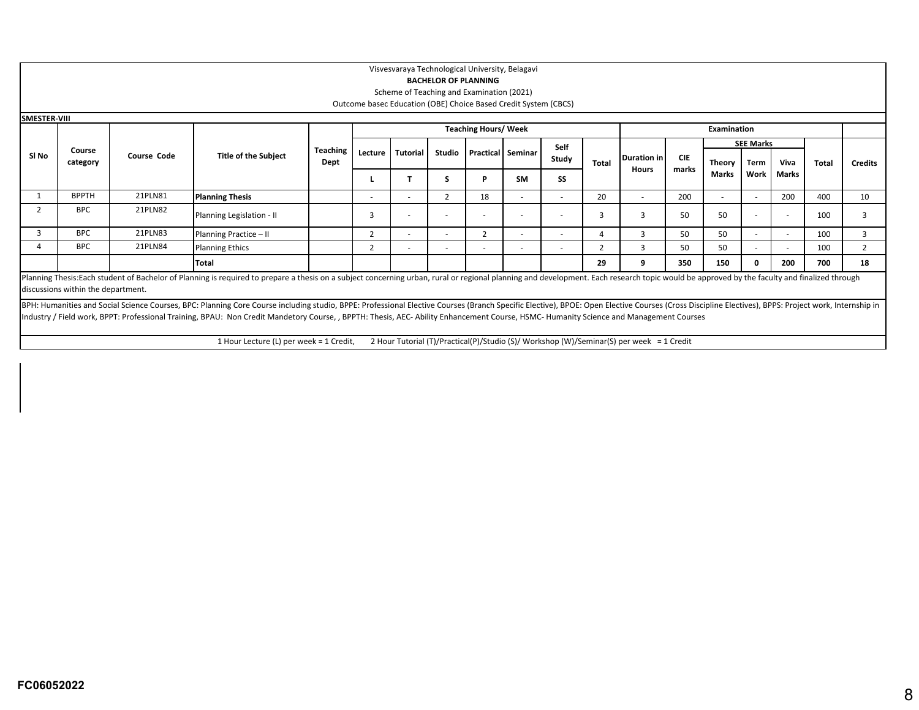Visvesvaraya Technological University, Belagavi

**BACHELOR OF PLANNING**

Scheme of Teaching and Examination (2021)

Outcome basec Education (OBE) Choice Based Credit System (CBCS)

**SMESTER-VIII**

| Sl No | Course category | Course Code | Title of the Subject | Teaching Dept | Teaching Hours/ Week | | | | | | | Examination | | | | | | | |
|---|---|---|---|---|---|---|---|---|---|---|---|---|---|---|---|---|---|---|---|
| | | | | | Lecture | Tutorial | Studio | Practical | Seminar | Self Study | Total | Duration in Hours | CIE marks | SEE Marks | | | Total | Credits |
| | | | | | | | | | | | | | | Theory Marks | Term Work | Viva Marks | | |
| | | | | | L | T | S | P | SM | SS | | | | | | | | |
| 1 | BPPTH | 21PLN81 | **Planning Thesis** | | - | - | 2 | 18 | - | - | 20 | - | 200 | - | - | 200 | 400 | 10 |
| 2 | BPC | 21PLN82 | Planning Legislation - II | | 3 | - | - | - | - | - | 3 | 3 | 50 | 50 | - | - | 100 | 3 |
| 3 | BPC | 21PLN83 | Planning Practice – II | | 2 | - | - | 2 | - | - | 4 | 3 | 50 | 50 | - | - | 100 | 3 |
| 4 | BPC | 21PLN84 | Planning Ethics | | 2 | - | - | - | - | - | 2 | 3 | 50 | 50 | - | - | 100 | 2 |
| | | | **Total** | | | | | | | | **29** | **9** | **350** | **150** | **0** | **200** | **700** | **18** |

Planning Thesis:Each student of Bachelor of Planning is required to prepare a thesis on a subject concerning urban, rural or regional planning and development. Each research topic would be approved by the faculty and finalized through discussions within the department.

BPH: Humanities and Social Science Courses, BPC: Planning Core Course including studio, BPPE: Professional Elective Courses (Branch Specific Elective), BPOE: Open Elective Courses (Cross Discipline Electives), BPPS: Project work, Internship in Industry / Field work, BPPT: Professional Training, BPAU: Non Credit Mandetory Course, , BPPTH: Thesis, AEC- Ability Enhancement Course, HSMC- Humanity Science and Management Courses

1 Hour Lecture (L) per week = 1 Credit, 2 Hour Tutorial (T)/Practical(P)/Studio (S)/ Workshop (W)/Seminar(S) per week = 1 Credit

FC06052022